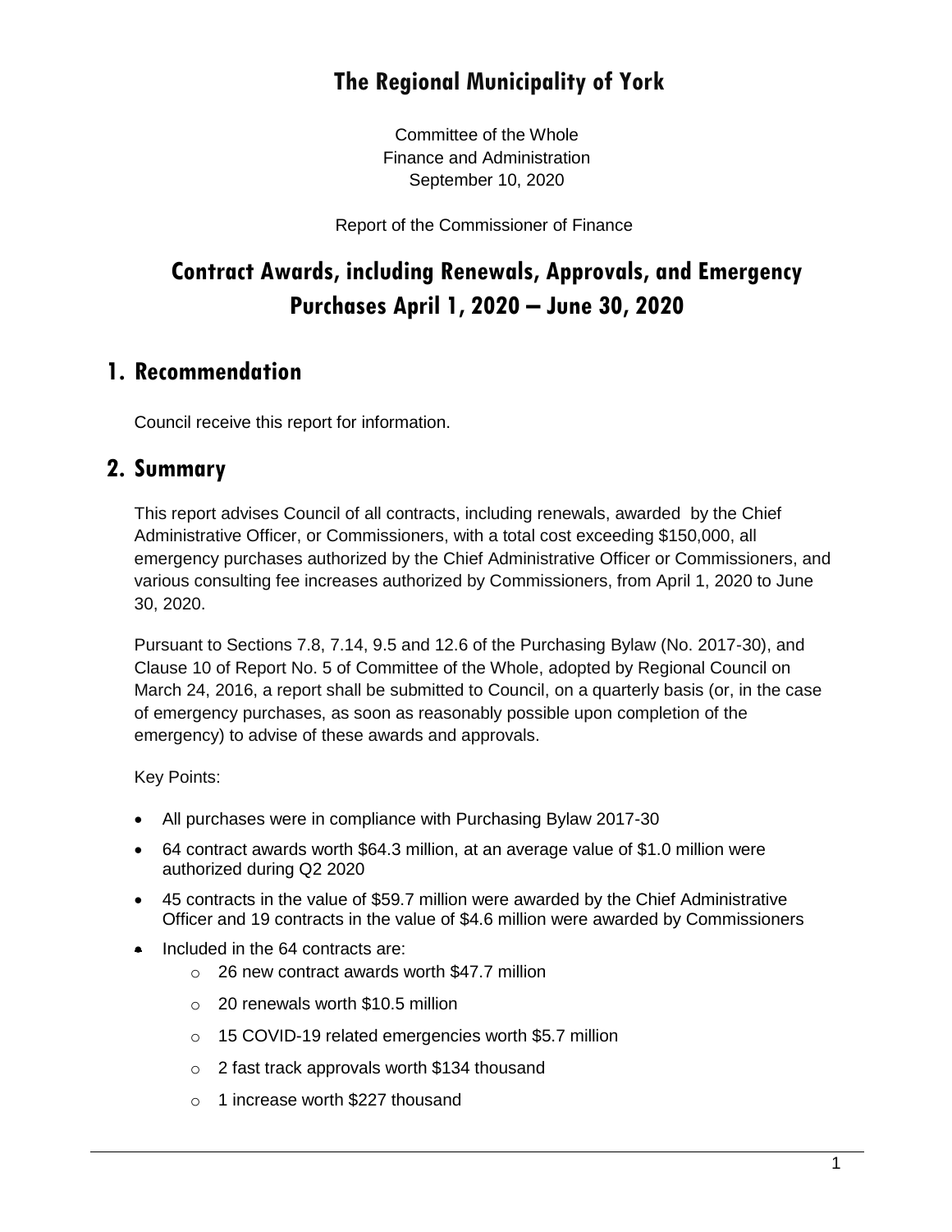# The Regional Municipality of York

Committee of the Whole
Finance and Administration
September 10, 2020

Report of the Commissioner of Finance

# Contract Awards, including Renewals, Approvals, and Emergency Purchases April 1, 2020 – June 30, 2020

## 1. Recommendation

Council receive this report for information.

## 2. Summary

This report advises Council of all contracts, including renewals, awarded by the Chief Administrative Officer, or Commissioners, with a total cost exceeding $150,000, all emergency purchases authorized by the Chief Administrative Officer or Commissioners, and various consulting fee increases authorized by Commissioners, from April 1, 2020 to June 30, 2020.

Pursuant to Sections 7.8, 7.14, 9.5 and 12.6 of the Purchasing Bylaw (No. 2017-30), and Clause 10 of Report No. 5 of Committee of the Whole, adopted by Regional Council on March 24, 2016, a report shall be submitted to Council, on a quarterly basis (or, in the case of emergency purchases, as soon as reasonably possible upon completion of the emergency) to advise of these awards and approvals.

Key Points:

- All purchases were in compliance with Purchasing Bylaw 2017-30
- 64 contract awards worth $64.3 million, at an average value of $1.0 million were authorized during Q2 2020
- 45 contracts in the value of $59.7 million were awarded by the Chief Administrative Officer and 19 contracts in the value of $4.6 million were awarded by Commissioners
- Included in the 64 contracts are:
  - 26 new contract awards worth $47.7 million
  - 20 renewals worth $10.5 million
  - 15 COVID-19 related emergencies worth $5.7 million
  - 2 fast track approvals worth $134 thousand
  - 1 increase worth $227 thousand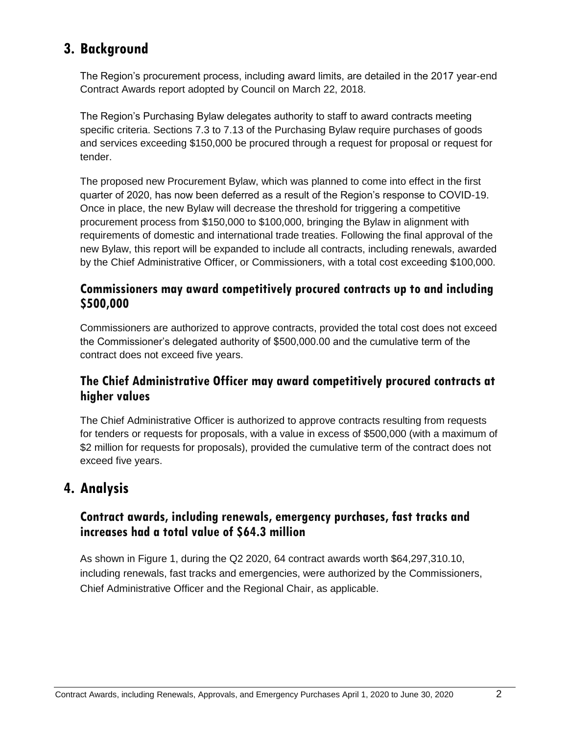## 3. Background

The Region's procurement process, including award limits, are detailed in the 2017 year-end Contract Awards report adopted by Council on March 22, 2018.

The Region's Purchasing Bylaw delegates authority to staff to award contracts meeting specific criteria. Sections 7.3 to 7.13 of the Purchasing Bylaw require purchases of goods and services exceeding $150,000 be procured through a request for proposal or request for tender.

The proposed new Procurement Bylaw, which was planned to come into effect in the first quarter of 2020, has now been deferred as a result of the Region's response to COVID-19. Once in place, the new Bylaw will decrease the threshold for triggering a competitive procurement process from $150,000 to $100,000, bringing the Bylaw in alignment with requirements of domestic and international trade treaties. Following the final approval of the new Bylaw, this report will be expanded to include all contracts, including renewals, awarded by the Chief Administrative Officer, or Commissioners, with a total cost exceeding $100,000.

### Commissioners may award competitively procured contracts up to and including $500,000

Commissioners are authorized to approve contracts, provided the total cost does not exceed the Commissioner's delegated authority of $500,000.00 and the cumulative term of the contract does not exceed five years.

### The Chief Administrative Officer may award competitively procured contracts at higher values

The Chief Administrative Officer is authorized to approve contracts resulting from requests for tenders or requests for proposals, with a value in excess of $500,000 (with a maximum of $2 million for requests for proposals), provided the cumulative term of the contract does not exceed five years.

## 4. Analysis

### Contract awards, including renewals, emergency purchases, fast tracks and increases had a total value of $64.3 million

As shown in Figure 1, during the Q2 2020, 64 contract awards worth $64,297,310.10, including renewals, fast tracks and emergencies, were authorized by the Commissioners, Chief Administrative Officer and the Regional Chair, as applicable.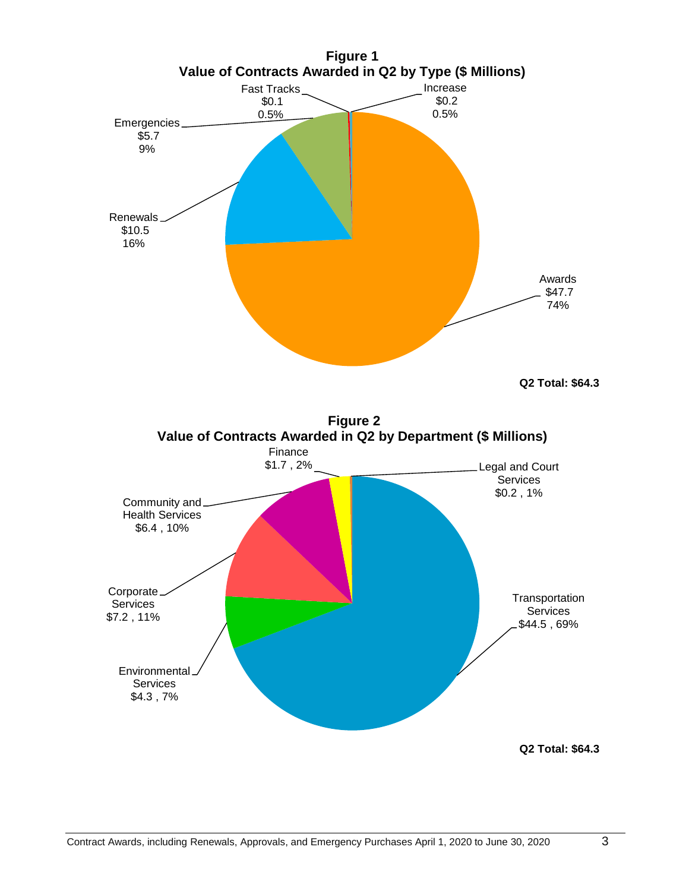**Figure 1**
**Value of Contracts Awarded in Q2 by Type ($ Millions)**

| Type | Value ($ Millions) | Percentage |
|---|---|---|
| Awards | $47.7 | 74% |
| Renewals | $10.5 | 16% |
| Emergencies | $5.7 | 9% |
| Fast Tracks | $0.1 | 0.5% |
| Increase | $0.2 | 0.5% |

**Q2 Total: $64.3**

**Figure 2**
**Value of Contracts Awarded in Q2 by Department ($ Millions)**

| Department | Value ($ Millions) | Percentage |
|---|---|---|
| Transportation Services | $44.5 | 69% |
| Corporate Services | $7.2 | 11% |
| Community and Health Services | $6.4 | 10% |
| Environmental Services | $4.3 | 7% |
| Finance | $1.7 | 2% |
| Legal and Court Services | $0.2 | 1% |

**Q2 Total: $64.3**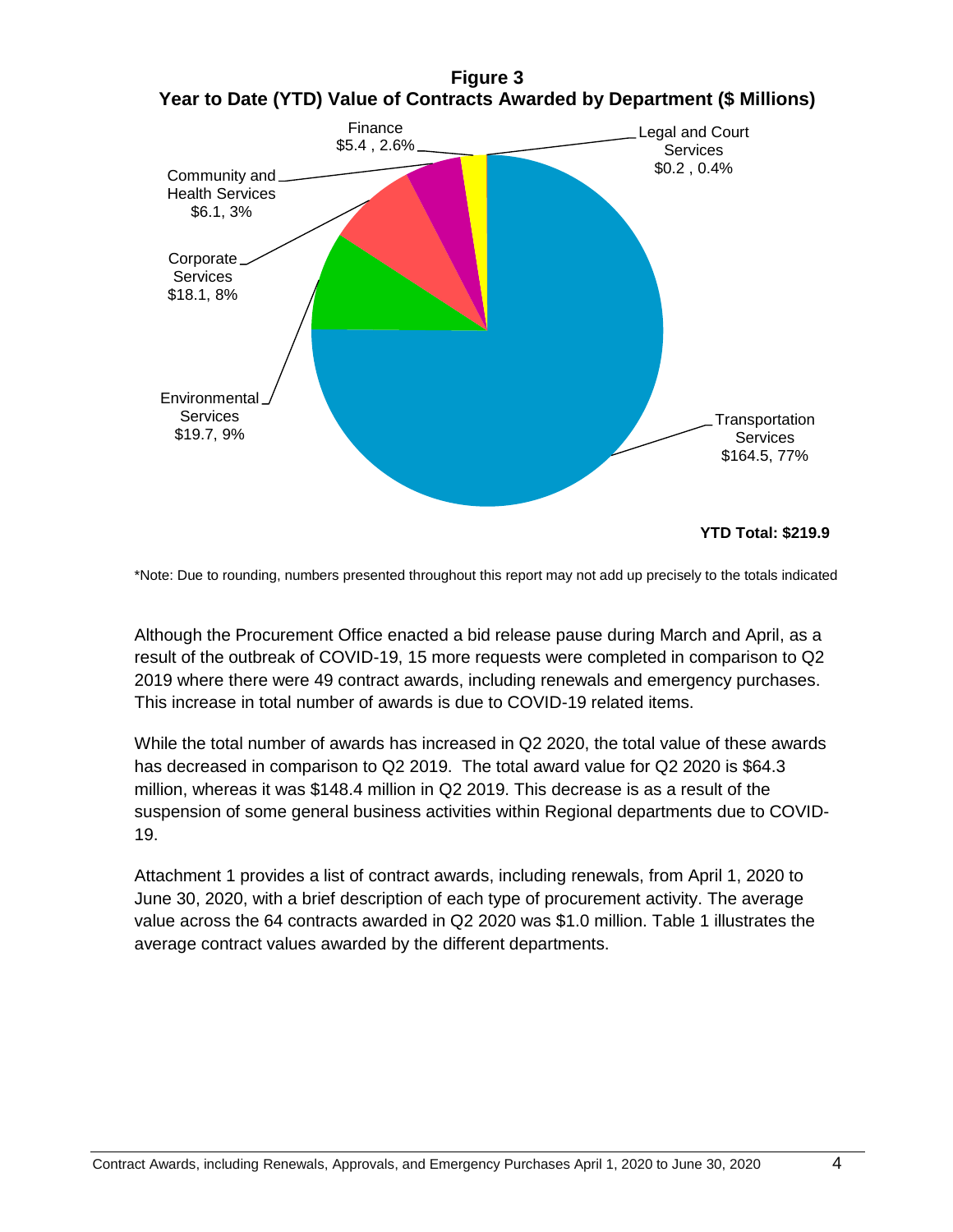**Figure 3**
**Year to Date (YTD) Value of Contracts Awarded by Department ($ Millions)**

| Department | Value ($ Millions) | Percentage |
|---|---|---|
| Transportation Services | $164.5 | 77% |
| Environmental Services | $19.7 | 9% |
| Corporate Services | $18.1 | 8% |
| Community and Health Services | $6.1 | 3% |
| Finance | $5.4 | 2.6% |
| Legal and Court Services | $0.2 | 0.4% |

**YTD Total: $219.9**

*Note: Due to rounding, numbers presented throughout this report may not add up precisely to the totals indicated

Although the Procurement Office enacted a bid release pause during March and April, as a result of the outbreak of COVID-19, 15 more requests were completed in comparison to Q2 2019 where there were 49 contract awards, including renewals and emergency purchases. This increase in total number of awards is due to COVID-19 related items.

While the total number of awards has increased in Q2 2020, the total value of these awards has decreased in comparison to Q2 2019. The total award value for Q2 2020 is $64.3 million, whereas it was $148.4 million in Q2 2019. This decrease is as a result of the suspension of some general business activities within Regional departments due to COVID-19.

Attachment 1 provides a list of contract awards, including renewals, from April 1, 2020 to June 30, 2020, with a brief description of each type of procurement activity. The average value across the 64 contracts awarded in Q2 2020 was $1.0 million. Table 1 illustrates the average contract values awarded by the different departments.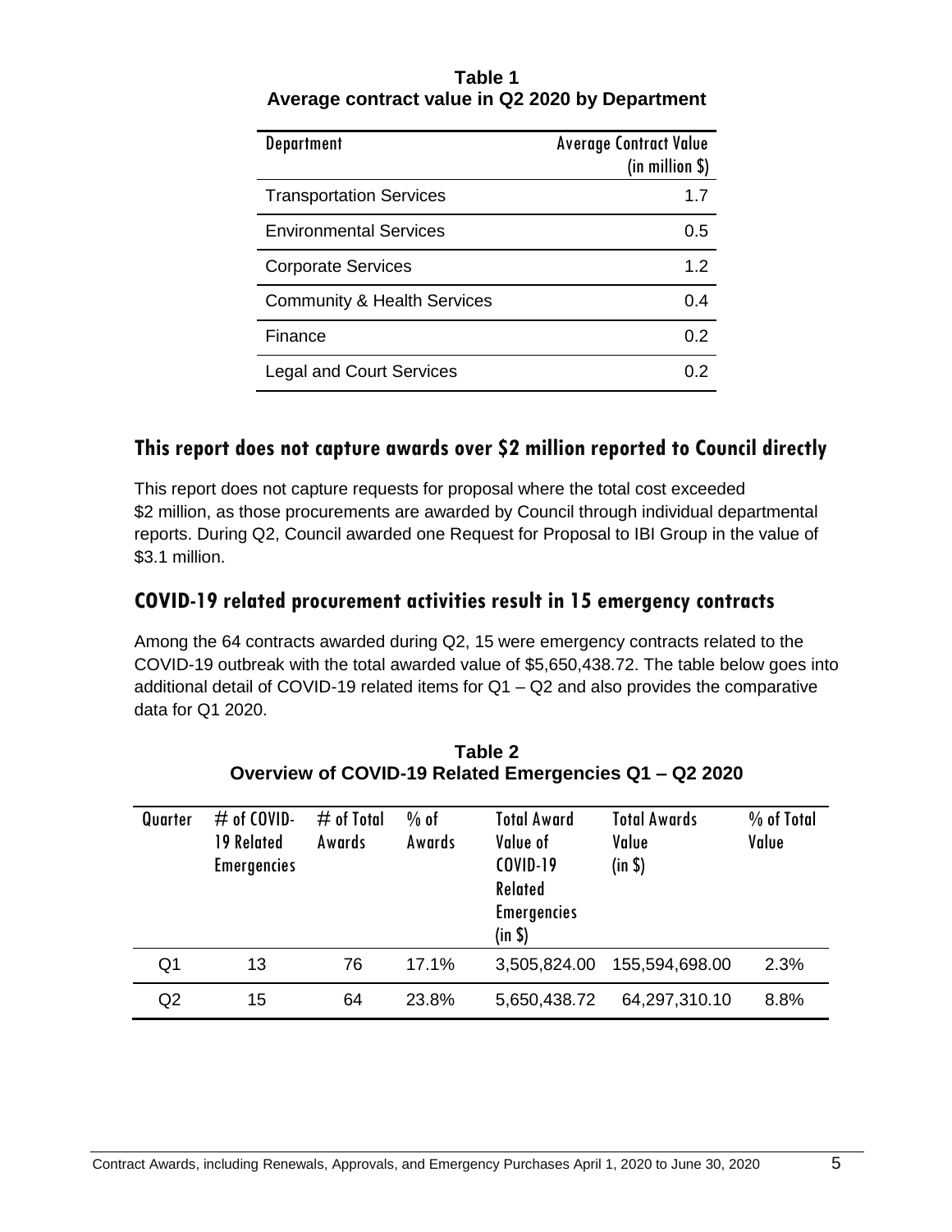**Table 1**
**Average contract value in Q2 2020 by Department**

| Department | Average Contract Value (in million $) |
|---|---|
| Transportation Services | 1.7 |
| Environmental Services | 0.5 |
| Corporate Services | 1.2 |
| Community & Health Services | 0.4 |
| Finance | 0.2 |
| Legal and Court Services | 0.2 |

## This report does not capture awards over $2 million reported to Council directly

This report does not capture requests for proposal where the total cost exceeded $2 million, as those procurements are awarded by Council through individual departmental reports. During Q2, Council awarded one Request for Proposal to IBI Group in the value of $3.1 million.

## COVID-19 related procurement activities result in 15 emergency contracts

Among the 64 contracts awarded during Q2, 15 were emergency contracts related to the COVID-19 outbreak with the total awarded value of $5,650,438.72. The table below goes into additional detail of COVID-19 related items for Q1 – Q2 and also provides the comparative data for Q1 2020.

**Table 2**
**Overview of COVID-19 Related Emergencies Q1 – Q2 2020**

| Quarter | # of COVID-19 Related Emergencies | # of Total Awards | % of Awards | Total Award Value of COVID-19 Related Emergencies (in $) | Total Awards Value (in $) | % of Total Value |
|---|---|---|---|---|---|---|
| Q1 | 13 | 76 | 17.1% | 3,505,824.00 | 155,594,698.00 | 2.3% |
| Q2 | 15 | 64 | 23.8% | 5,650,438.72 | 64,297,310.10 | 8.8% |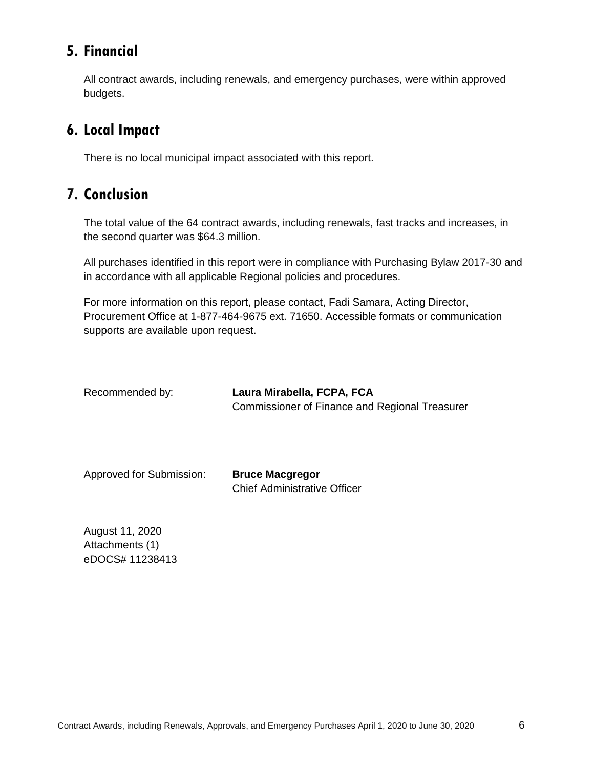## 5. Financial

All contract awards, including renewals, and emergency purchases, were within approved budgets.

## 6. Local Impact

There is no local municipal impact associated with this report.

## 7. Conclusion

The total value of the 64 contract awards, including renewals, fast tracks and increases, in the second quarter was $64.3 million.

All purchases identified in this report were in compliance with Purchasing Bylaw 2017-30 and in accordance with all applicable Regional policies and procedures.

For more information on this report, please contact, Fadi Samara, Acting Director, Procurement Office at 1-877-464-9675 ext. 71650. Accessible formats or communication supports are available upon request.

Recommended by: **Laura Mirabella, FCPA, FCA**
Commissioner of Finance and Regional Treasurer

Approved for Submission: **Bruce Macgregor**
Chief Administrative Officer

August 11, 2020
Attachments (1)
eDOCS# 11238413